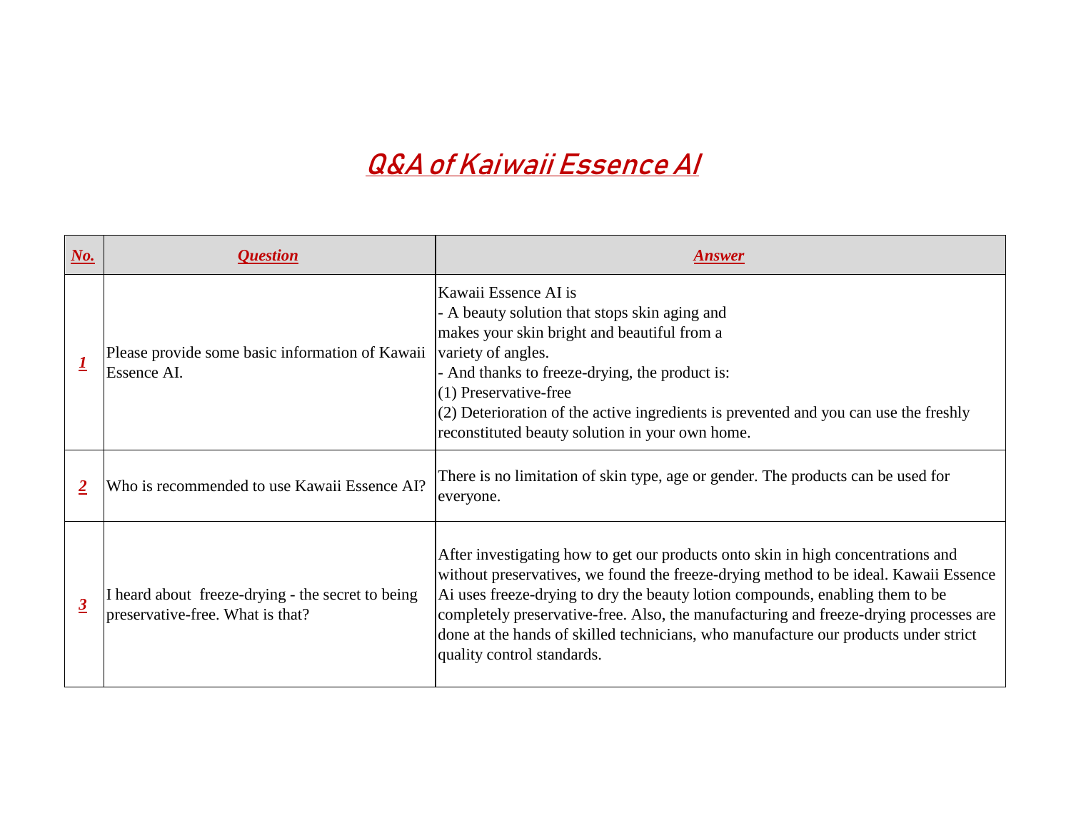# Q&A of Kaiwaii Essence AI

| No. | Question | Answer |
|---|---|---|
| 1 | Please provide some basic information of Kawaii Essence AI. | Kawaii Essence AI is<br>- A beauty solution that stops skin aging and makes your skin bright and beautiful from a variety of angles.<br>- And thanks to freeze-drying, the product is:<br>(1) Preservative-free<br>(2) Deterioration of the active ingredients is prevented and you can use the freshly reconstituted beauty solution in your own home. |
| 2 | Who is recommended to use Kawaii Essence AI? | There is no limitation of skin type, age or gender. The products can be used for everyone. |
| 3 | I heard about freeze-drying - the secret to being preservative-free. What is that? | After investigating how to get our products onto skin in high concentrations and without preservatives, we found the freeze-drying method to be ideal. Kawaii Essence Ai uses freeze-drying to dry the beauty lotion compounds, enabling them to be completely preservative-free. Also, the manufacturing and freeze-drying processes are done at the hands of skilled technicians, who manufacture our products under strict quality control standards. |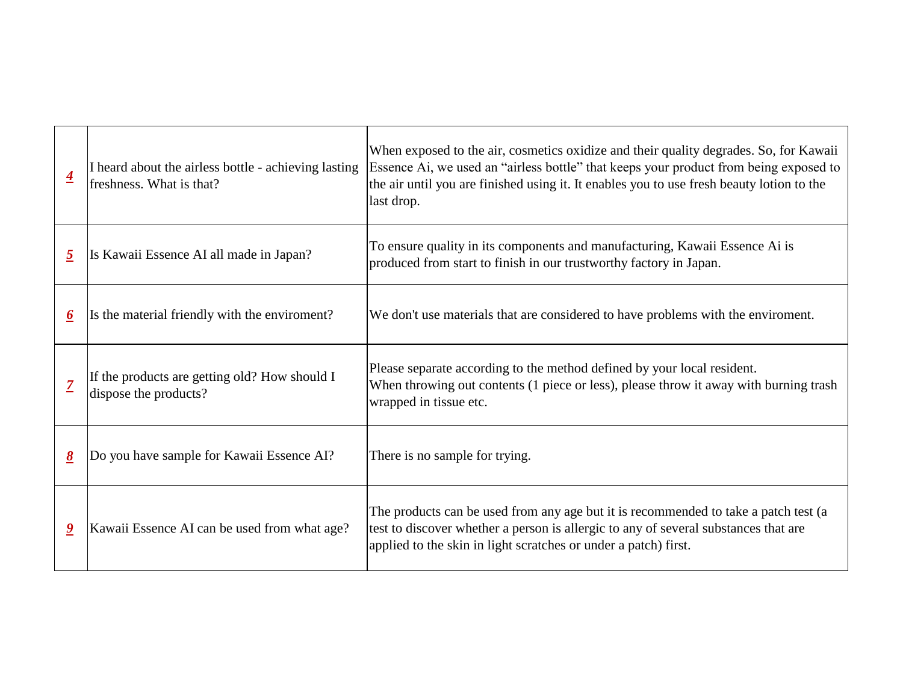| | | |
|---|---|---|
| ***4*** | I heard about the airless bottle - achieving lasting freshness. What is that? | When exposed to the air, cosmetics oxidize and their quality degrades. So, for Kawaii Essence Ai, we used an “airless bottle” that keeps your product from being exposed to the air until you are finished using it. It enables you to use fresh beauty lotion to the last drop. |
| ***5*** | Is Kawaii Essence AI all made in Japan? | To ensure quality in its components and manufacturing, Kawaii Essence Ai is produced from start to finish in our trustworthy factory in Japan. |
| ***6*** | Is the material friendly with the enviroment? | We don't use materials that are considered to have problems with the enviroment. |
| ***7*** | If the products are getting old? How should I dispose the products? | Please separate according to the method defined by your local resident.<br>When throwing out contents (1 piece or less), please throw it away with burning trash wrapped in tissue etc. |
| ***8*** | Do you have sample for Kawaii Essence AI? | There is no sample for trying. |
| ***9*** | Kawaii Essence AI can be used from what age? | The products can be used from any age but it is recommended to take a patch test (a test to discover whether a person is allergic to any of several substances that are applied to the skin in light scratches or under a patch) first. |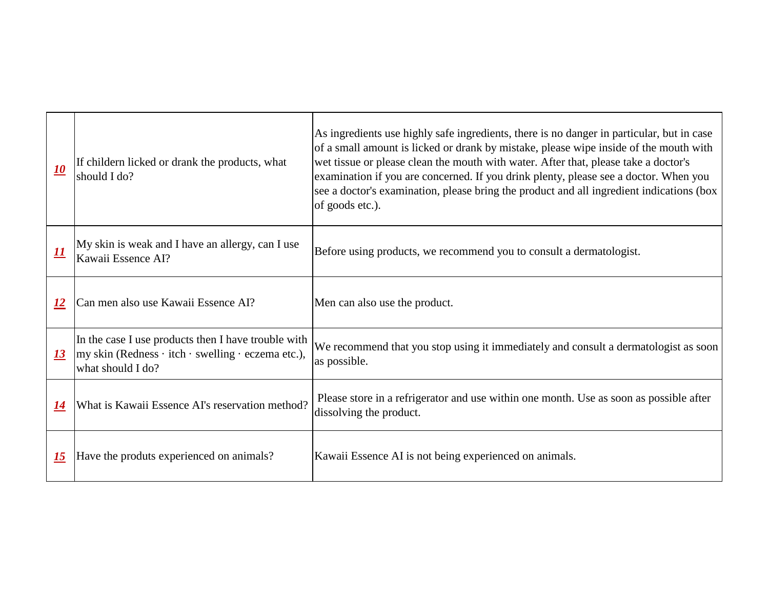| | | |
|---|---|---|
| ***10*** | If childern licked or drank the products, what should I do? | As ingredients use highly safe ingredients, there is no danger in particular, but in case of a small amount is licked or drank by mistake, please wipe inside of the mouth with wet tissue or please clean the mouth with water. After that, please take a doctor's examination if you are concerned. If you drink plenty, please see a doctor. When you see a doctor's examination, please bring the product and all ingredient indications (box of goods etc.). |
| ***11*** | My skin is weak and I have an allergy, can I use Kawaii Essence AI? | Before using products, we recommend you to consult a dermatologist. |
| ***12*** | Can men also use Kawaii Essence AI? | Men can also use the product. |
| ***13*** | In the case I use products then I have trouble with my skin (Redness · itch · swelling · eczema etc.), what should I do? | We recommend that you stop using it immediately and consult a dermatologist as soon as possible. |
| ***14*** | What is Kawaii Essence AI's reservation method? | Please store in a refrigerator and use within one month. Use as soon as possible after dissolving the product. |
| ***15*** | Have the produts experienced on animals? | Kawaii Essence AI is not being experienced on animals. |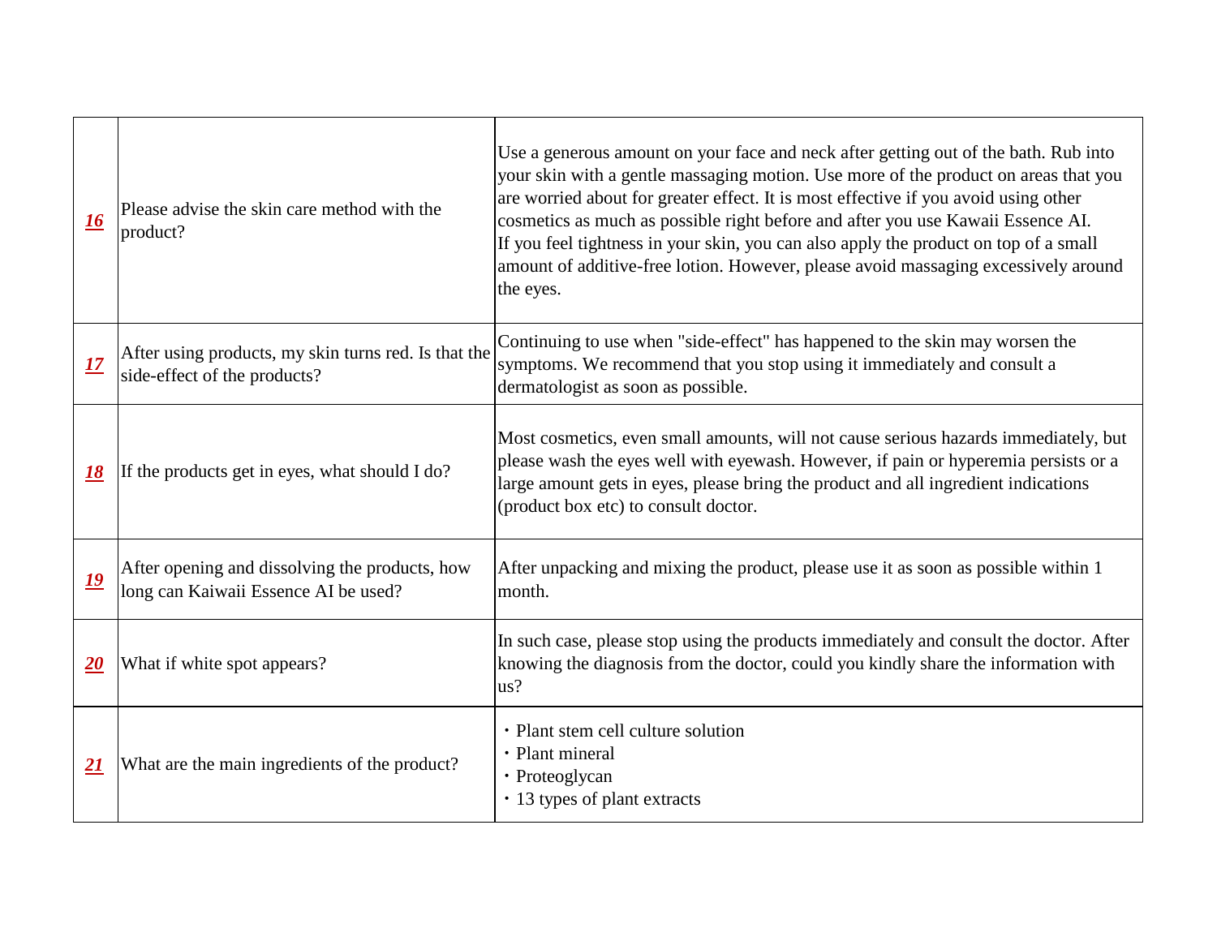| | | |
|---|---|---|
| ***16*** | Please advise the skin care method with the product? | Use a generous amount on your face and neck after getting out of the bath. Rub into your skin with a gentle massaging motion. Use more of the product on areas that you are worried about for greater effect. It is most effective if you avoid using other cosmetics as much as possible right before and after you use Kawaii Essence AI.<br>If you feel tightness in your skin, you can also apply the product on top of a small amount of additive-free lotion. However, please avoid massaging excessively around the eyes. |
| ***17*** | After using products, my skin turns red. Is that the side-effect of the products? | Continuing to use when "side-effect" has happened to the skin may worsen the symptoms. We recommend that you stop using it immediately and consult a dermatologist as soon as possible. |
| ***18*** | If the products get in eyes, what should I do? | Most cosmetics, even small amounts, will not cause serious hazards immediately, but please wash the eyes well with eyewash. However, if pain or hyperemia persists or a large amount gets in eyes, please bring the product and all ingredient indications (product box etc) to consult doctor. |
| ***19*** | After opening and dissolving the products, how long can Kaiwaii Essence AI be used? | After unpacking and mixing the product, please use it as soon as possible within 1 month. |
| ***20*** | What if white spot appears? | In such case, please stop using the products immediately and consult the doctor. After knowing the diagnosis from the doctor, could you kindly share the information with us? |
| ***21*** | What are the main ingredients of the product? | ・Plant stem cell culture solution<br>・Plant mineral<br>・Proteoglycan<br>・13 types of plant extracts |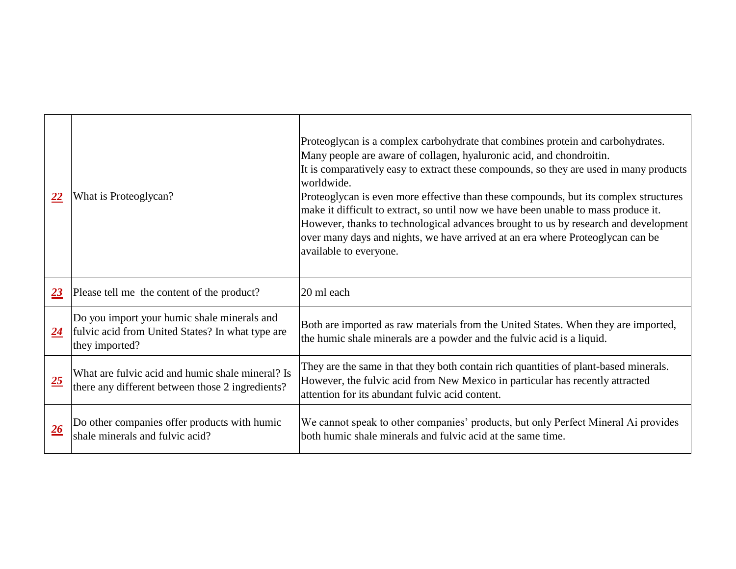| | | |
|---|---|---|
| ***22*** | What is Proteoglycan? | Proteoglycan is a complex carbohydrate that combines protein and carbohydrates.<br>Many people are aware of collagen, hyaluronic acid, and chondroitin.<br>It is comparatively easy to extract these compounds, so they are used in many products worldwide.<br>Proteoglycan is even more effective than these compounds, but its complex structures make it difficult to extract, so until now we have been unable to mass produce it.<br>However, thanks to technological advances brought to us by research and development over many days and nights, we have arrived at an era where Proteoglycan can be available to everyone. |
| ***23*** | Please tell me  the content of the product? | 20 ml each |
| ***24*** | Do you import your humic shale minerals and fulvic acid from United States? In what type are they imported? | Both are imported as raw materials from the United States. When they are imported, the humic shale minerals are a powder and the fulvic acid is a liquid. |
| ***25*** | What are fulvic acid and humic shale mineral? Is there any different between those 2 ingredients? | They are the same in that they both contain rich quantities of plant-based minerals.<br>However, the fulvic acid from New Mexico in particular has recently attracted attention for its abundant fulvic acid content. |
| ***26*** | Do other companies offer products with humic shale minerals and fulvic acid? | We cannot speak to other companies' products, but only Perfect Mineral Ai provides both humic shale minerals and fulvic acid at the same time. |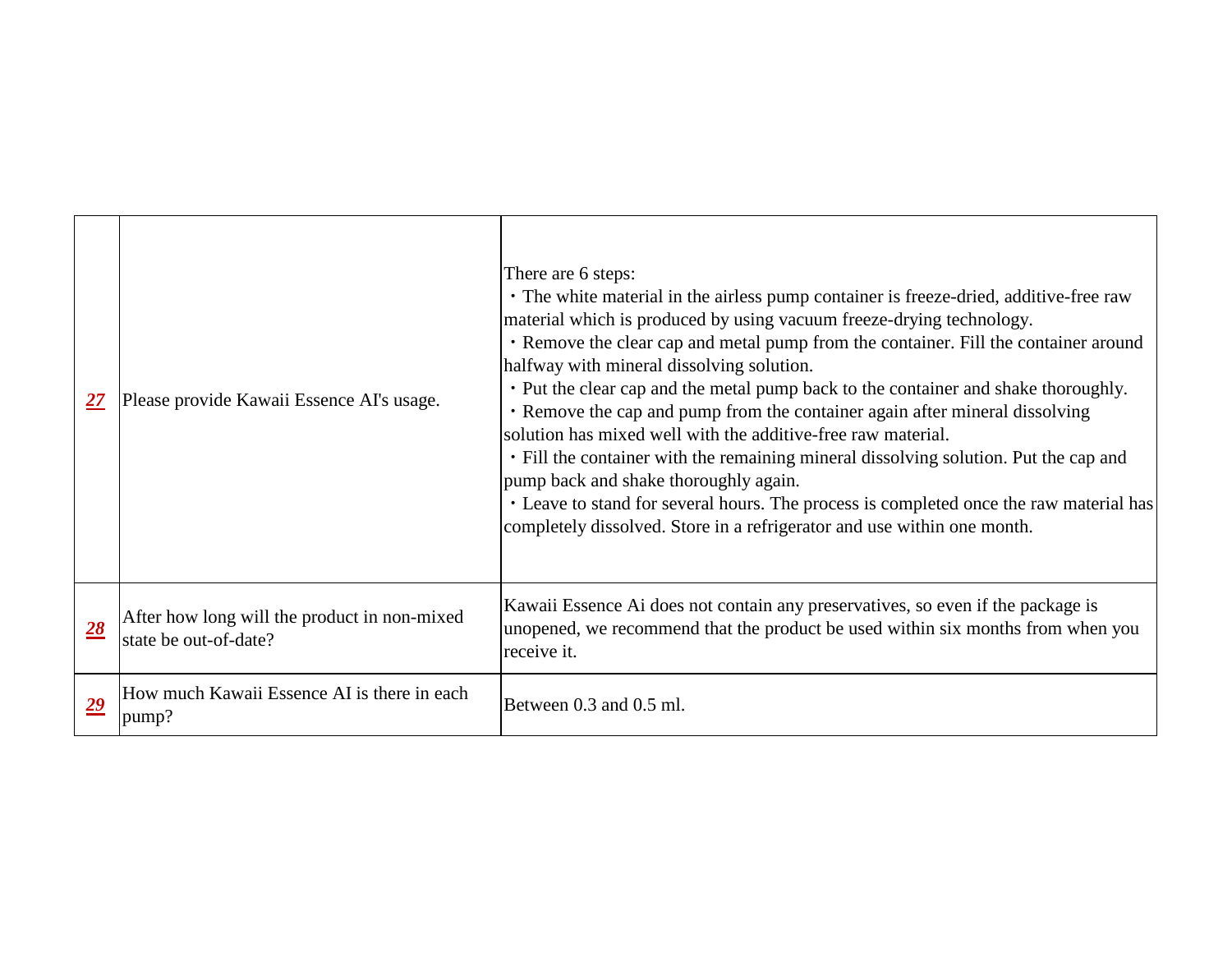| | | |
|---|---|---|
| ***27*** | Please provide Kawaii Essence AI's usage. | There are 6 steps:<br>・The white material in the airless pump container is freeze-dried, additive-free raw material which is produced by using vacuum freeze-drying technology.<br>・Remove the clear cap and metal pump from the container. Fill the container around halfway with mineral dissolving solution.<br>・Put the clear cap and the metal pump back to the container and shake thoroughly.<br>・Remove the cap and pump from the container again after mineral dissolving solution has mixed well with the additive-free raw material.<br>・Fill the container with the remaining mineral dissolving solution. Put the cap and pump back and shake thoroughly again.<br>・Leave to stand for several hours. The process is completed once the raw material has completely dissolved. Store in a refrigerator and use within one month. |
| ***28*** | After how long will the product in non-mixed state be out-of-date? | Kawaii Essence Ai does not contain any preservatives, so even if the package is unopened, we recommend that the product be used within six months from when you receive it. |
| ***29*** | How much Kawaii Essence AI is there in each pump? | Between 0.3 and 0.5 ml. |